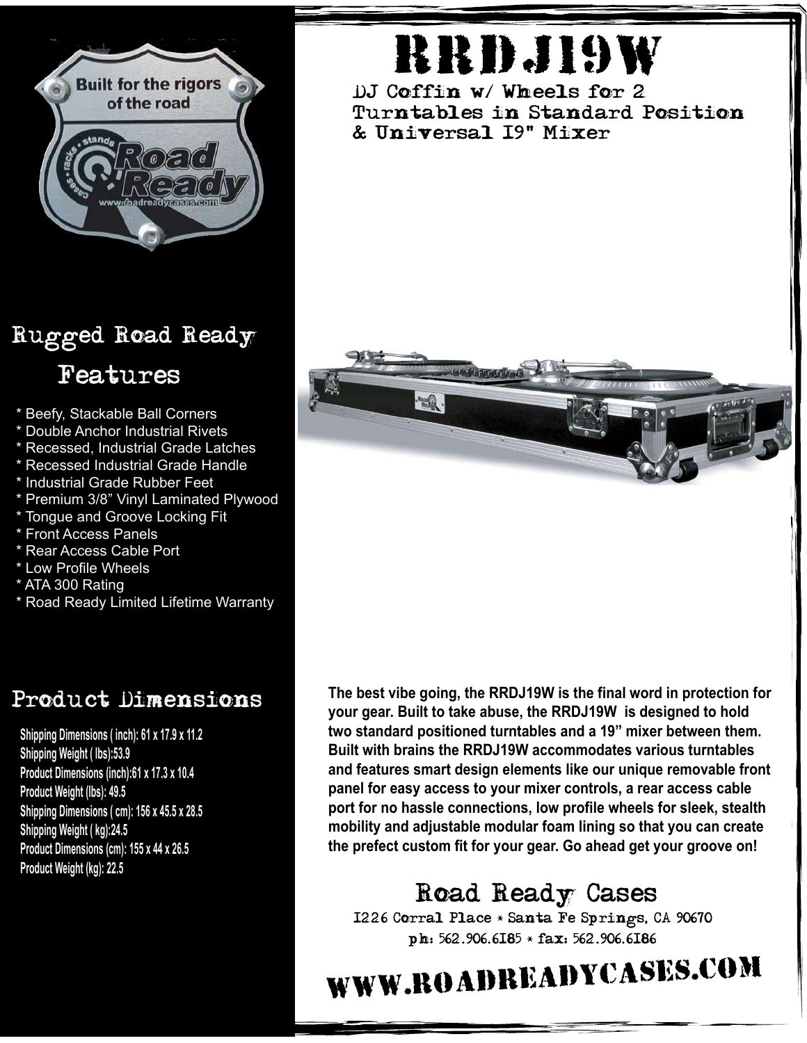# RRDJ19W

## DJ Coffin w/ Wheels for 2 Turntables in Standard Position & Universal 19" Mixer

## Rugged Road Ready Features

* Beefy, Stackable Ball Corners
* Double Anchor Industrial Rivets
* Recessed, Industrial Grade Latches
* Recessed Industrial Grade Handle
* Industrial Grade Rubber Feet
* Premium 3/8" Vinyl Laminated Plywood
* Tongue and Groove Locking Fit
* Front Access Panels
* Rear Access Cable Port
* Low Profile Wheels
* ATA 300 Rating
* Road Ready Limited Lifetime Warranty

## Product Dimensions

**Shipping Dimensions ( inch): 61 x 17.9 x 11.2**
**Shipping Weight ( lbs):53.9**
**Product Dimensions (inch):61 x 17.3 x 10.4**
**Product Weight (lbs): 49.5**
**Shipping Dimensions ( cm): 156 x 45.5 x 28.5**
**Shipping Weight ( kg):24.5**
**Product Dimensions (cm): 155 x 44 x 26.5**
**Product Weight (kg): 22.5**

**The best vibe going, the RRDJ19W is the final word in protection for your gear. Built to take abuse, the RRDJ19W is designed to hold two standard positioned turntables and a 19" mixer between them. Built with brains the RRDJ19W accommodates various turntables and features smart design elements like our unique removable front panel for easy access to your mixer controls, a rear access cable port for no hassle connections, low profile wheels for sleek, stealth mobility and adjustable modular foam lining so that you can create the prefect custom fit for your gear. Go ahead get your groove on!**

## Road Ready Cases

1226 Corral Place * Santa Fe Springs, CA 90670
ph: 562.906.6185 * fax: 562.906.6186

# WWW.ROADREADYCASES.COM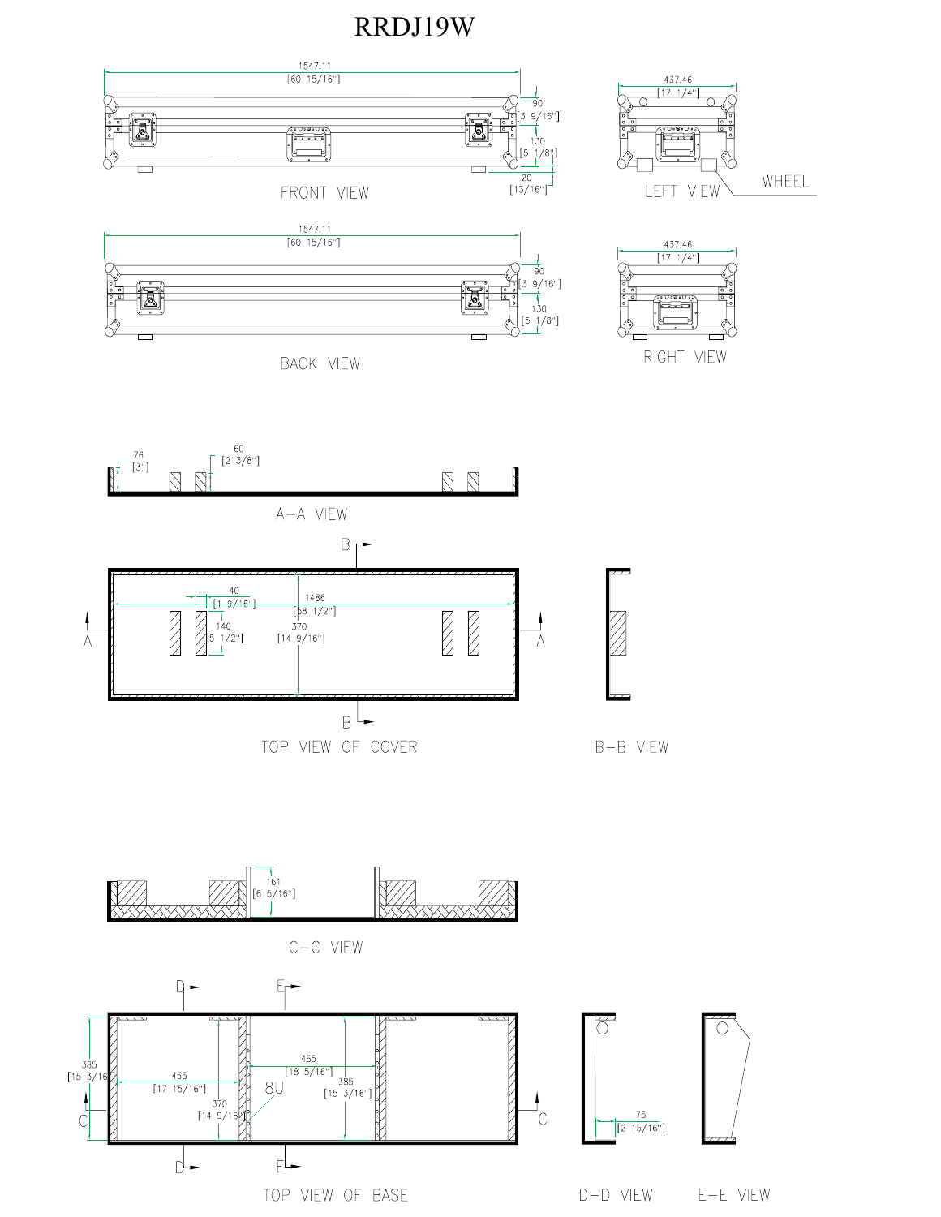# RRDJ19W

1547.11
[60 15/16"]

90
[3 9/16"]

130
[5 1/8"]

20
[13/16"]

FRONT VIEW

437.46
[17 1/4"]

LEFT VIEW

WHEEL

1547.11
[60 15/16"]

90
[3 9/16"]

130
[5 1/8"]

BACK VIEW

437.46
[17 1/4"]

RIGHT VIEW

76
[3"]

60
[2 3/8"]

A–A VIEW

B

40
[1 9/16"]

1486
[58 1/2"]

140
[5 1/2"]

370
[14 9/16"]

A

A

B

TOP VIEW OF COVER

B–B VIEW

161
[6 5/16"]

C–C VIEW

D

E

385
[15 3/16"]

455
[17 15/16"]

370
[14 9/16"]

8U

465
[18 5/16"]

385
[15 3/16"]

C

C

D

E

TOP VIEW OF BASE

75
[2 15/16"]

D–D VIEW

E–E VIEW